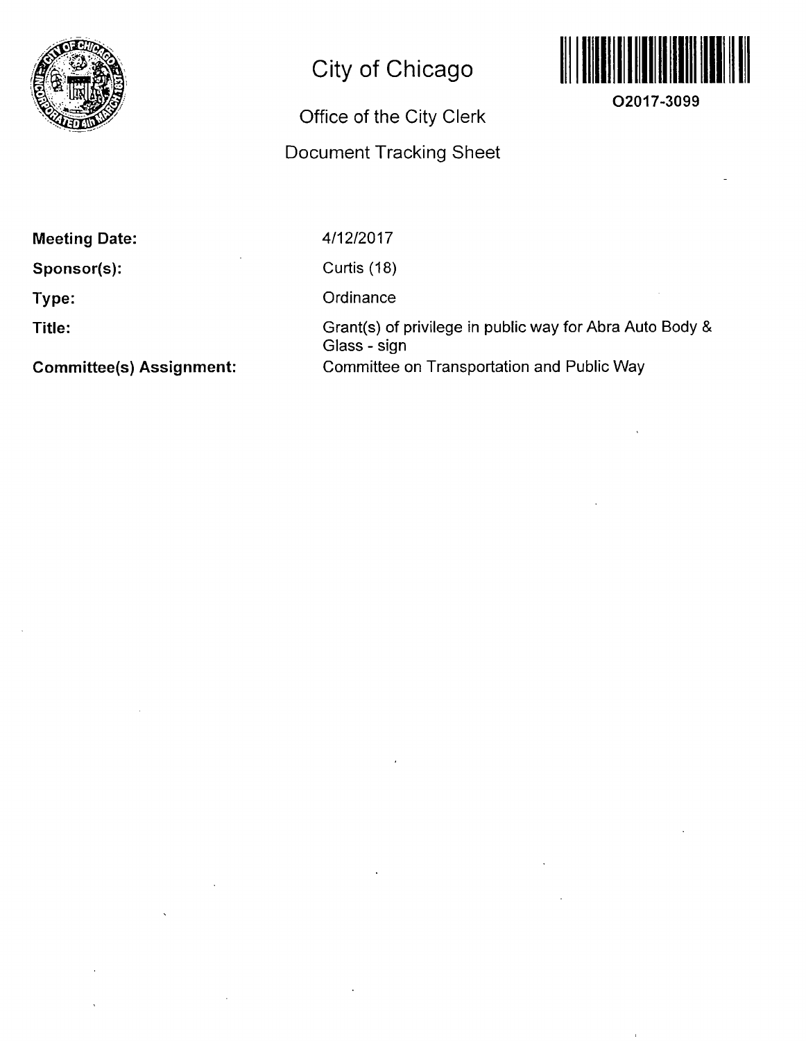# City of Chicago

## Office of the City Clerk

## Document Tracking Sheet

O2017-3099

**Meeting Date:** 4/12/2017

**Sponsor(s):** Curtis (18)

**Type:** Ordinance

**Title:** Grant(s) of privilege in public way for Abra Auto Body & Glass - sign

**Committee(s) Assignment:** Committee on Transportation and Public Way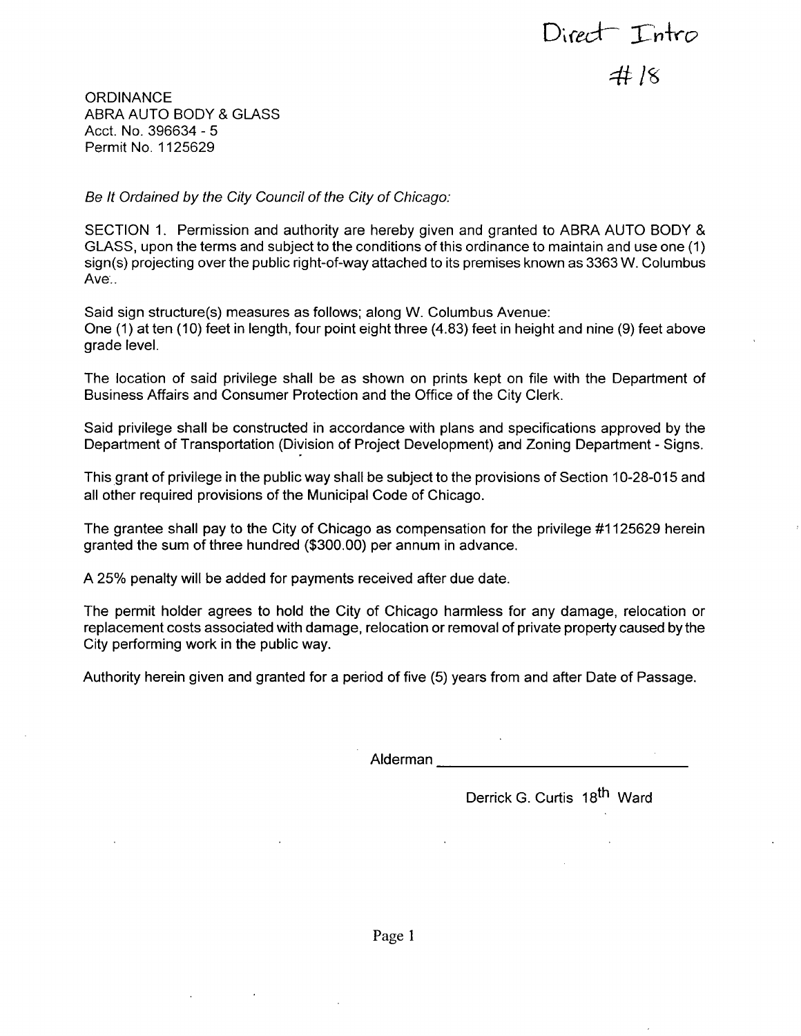Direct Intro

#18

ORDINANCE
ABRA AUTO BODY & GLASS
Acct. No. 396634 - 5
Permit No. 1125629

*Be It Ordained by the City Council of the City of Chicago:*

SECTION 1. Permission and authority are hereby given and granted to ABRA AUTO BODY & GLASS, upon the terms and subject to the conditions of this ordinance to maintain and use one (1) sign(s) projecting over the public right-of-way attached to its premises known as 3363 W. Columbus Ave..

Said sign structure(s) measures as follows; along W. Columbus Avenue:
One (1) at ten (10) feet in length, four point eight three (4.83) feet in height and nine (9) feet above grade level.

The location of said privilege shall be as shown on prints kept on file with the Department of Business Affairs and Consumer Protection and the Office of the City Clerk.

Said privilege shall be constructed in accordance with plans and specifications approved by the Department of Transportation (Division of Project Development) and Zoning Department - Signs.

This grant of privilege in the public way shall be subject to the provisions of Section 10-28-015 and all other required provisions of the Municipal Code of Chicago.

The grantee shall pay to the City of Chicago as compensation for the privilege #1125629 herein granted the sum of three hundred ($300.00) per annum in advance.

A 25% penalty will be added for payments received after due date.

The permit holder agrees to hold the City of Chicago harmless for any damage, relocation or replacement costs associated with damage, relocation or removal of private property caused by the City performing work in the public way.

Authority herein given and granted for a period of five (5) years from and after Date of Passage.

Alderman ______________________________

Derrick G. Curtis 18th Ward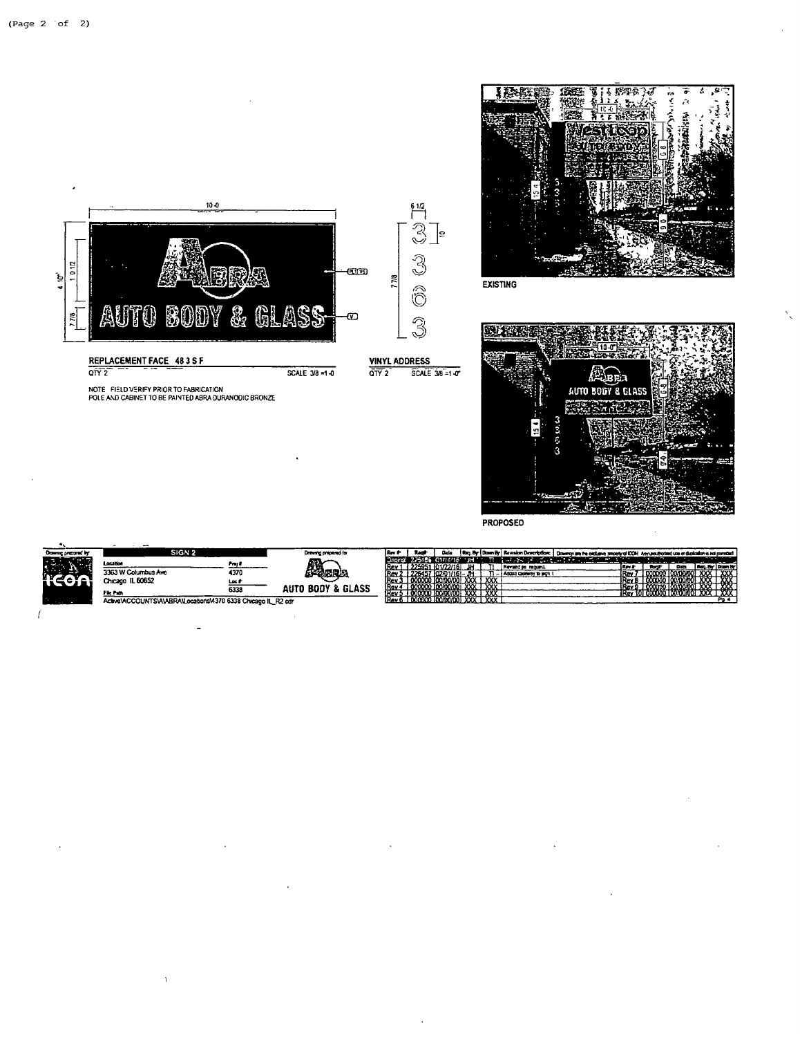REPLACEMENT FACE 48.3 S.F.

QTY 2 SCALE 3/8 =1-0

NOTE: FIELD VERIFY PRIOR TO FABRICATION
POLE AND CABINET TO BE PAINTED ABRA DURANODIC BRONZE

VINYL ADDRESS

QTY 2 SCALE 3/8 =1-0"

EXISTING

PROPOSED

SIGN 2

Drawing prepared by

Location: 3363 W Columbus Ave, Chicago IL 60652

Proj #: 4370

Loc #: 6338

File Path: Active\ACCOUNTS\A\ABRA\Locations\4370 6338 Chicago IL_R2.cdr

Drawing prepared for: ABRA AUTO BODY & GLASS

| Rev # | Req# | Date | Req. By | Drawn By | Revision Description |
|---|---|---|---|---|---|
| Original | 225405 | 01/14/16 | JH | TI | |
| Rev 1 | 225951 | 01/22/16 | JH | TI | Revised per request |
| Rev 2 | 226457 | 02/01/16 | JH | TI | Added cabinet to sign 1 |
| Rev 3 | 000000 | 00/00/00 | XXX | XXX | |
| Rev 4 | 000000 | 00/00/00 | XXX | XXX | |
| Rev 5 | 000000 | 00/00/00 | XXX | XXX | |
| Rev 6 | 000000 | 00/00/00 | XXX | XXX | |

Drawings are the exclusive property of ICON. Any unauthorized use or duplication is not permitted.

| Rev # | Req# | Date | Req. By | Drawn By |
|---|---|---|---|---|
| Rev 7 | 000000 | 00/00/00 | XXX | XXX |
| Rev 8 | 000000 | 00/00/00 | XXX | XXX |
| Rev 9 | 000000 | 00/00/00 | XXX | XXX |
| Rev 10 | 000000 | 00/00/00 | XXX | XXX |

Pg 4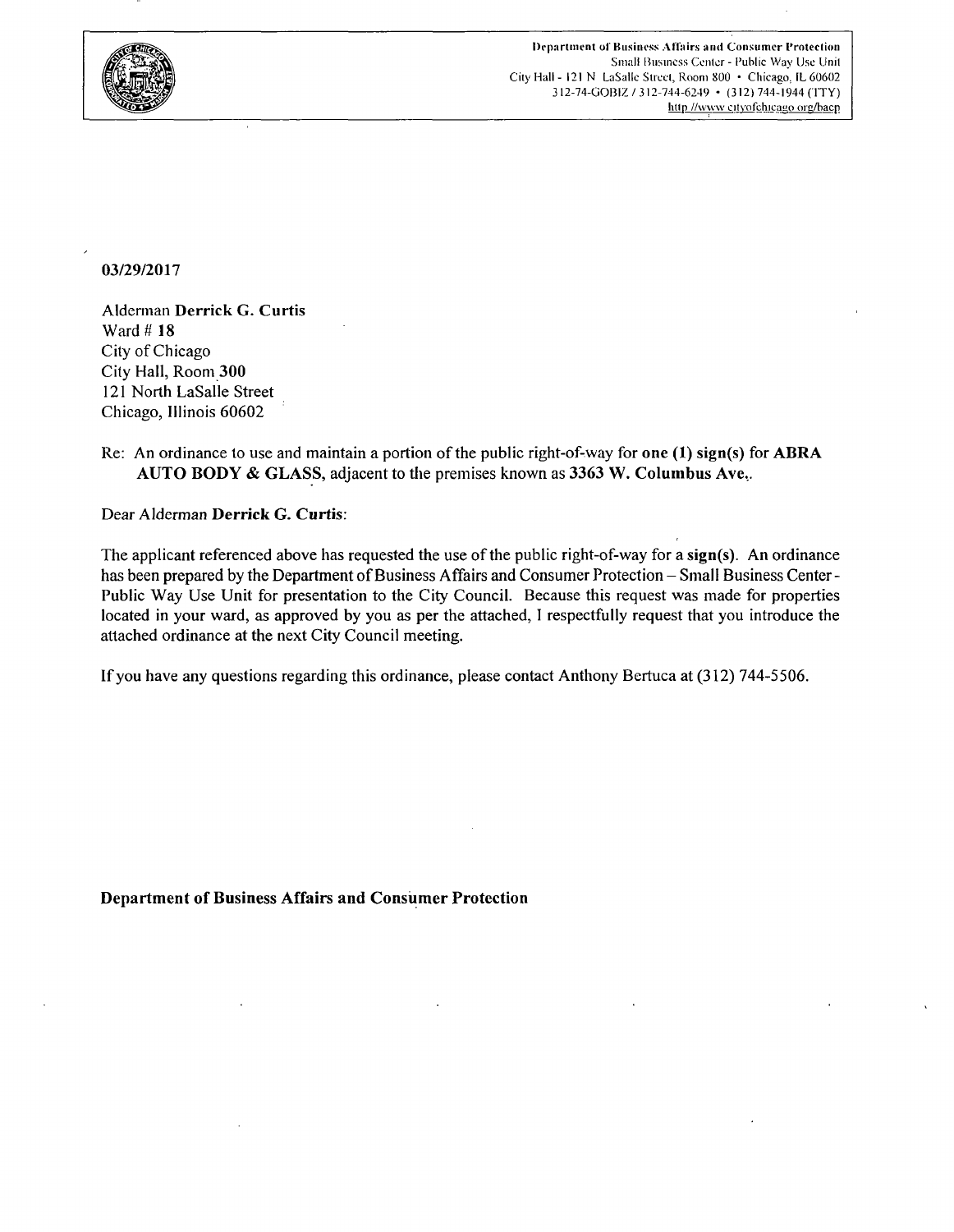**Department of Business Affairs and Consumer Protection**
Small Business Center - Public Way Use Unit
City Hall - 121 N LaSalle Street, Room 800 • Chicago, IL 60602
312-74-GOBIZ / 312-744-6249 • (312) 744-1944 (TTY)
http://www.cityofchicago.org/bacp

**03/29/2017**

Alderman **Derrick G. Curtis**
Ward # **18**
City of Chicago
City Hall, Room **300**
121 North LaSalle Street
Chicago, Illinois 60602

Re: An ordinance to use and maintain a portion of the public right-of-way for **one (1) sign(s)** for **ABRA AUTO BODY & GLASS**, adjacent to the premises known as **3363 W. Columbus Ave.**.

Dear Alderman **Derrick G. Curtis**:

The applicant referenced above has requested the use of the public right-of-way for a **sign(s)**. An ordinance has been prepared by the Department of Business Affairs and Consumer Protection – Small Business Center - Public Way Use Unit for presentation to the City Council. Because this request was made for properties located in your ward, as approved by you as per the attached, I respectfully request that you introduce the attached ordinance at the next City Council meeting.

If you have any questions regarding this ordinance, please contact Anthony Bertuca at (312) 744-5506.

**Department of Business Affairs and Consumer Protection**